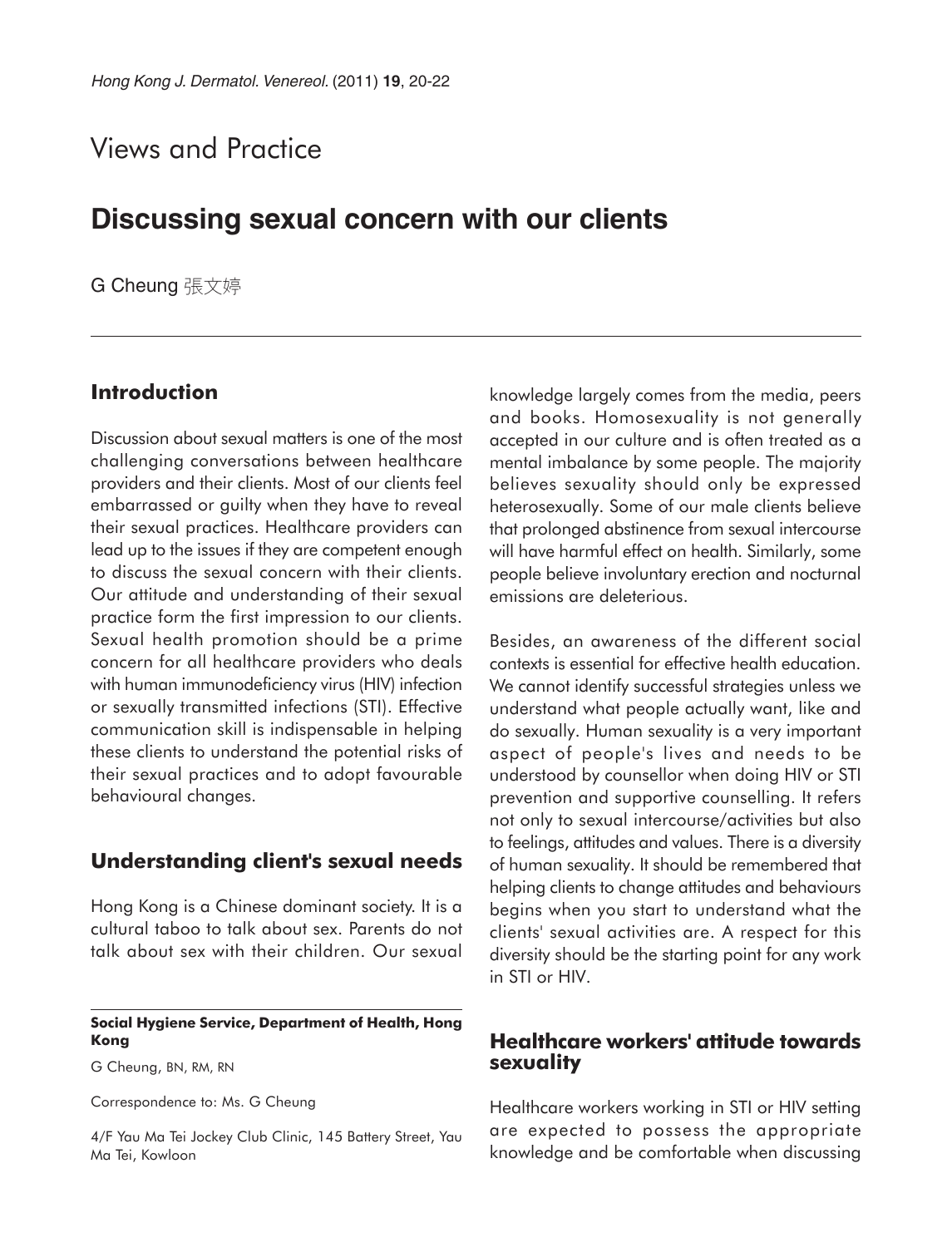Views and Practice

# Discussing sexual concern with our clients

G Cheung 張文婷

## Introduction

Discussion about sexual matters is one of the most challenging conversations between healthcare providers and their clients. Most of our clients feel embarrassed or guilty when they have to reveal their sexual practices. Healthcare providers can lead up to the issues if they are competent enough to discuss the sexual concern with their clients. Our attitude and understanding of their sexual practice form the first impression to our clients. Sexual health promotion should be a prime concern for all healthcare providers who deals with human immunodeficiency virus (HIV) infection or sexually transmitted infections (STI). Effective communication skill is indispensable in helping these clients to understand the potential risks of their sexual practices and to adopt favourable behavioural changes.

## Understanding client's sexual needs

Hong Kong is a Chinese dominant society. It is a cultural taboo to talk about sex. Parents do not talk about sex with their children. Our sexual knowledge largely comes from the media, peers and books. Homosexuality is not generally accepted in our culture and is often treated as a mental imbalance by some people. The majority believes sexuality should only be expressed heterosexually. Some of our male clients believe that prolonged abstinence from sexual intercourse will have harmful effect on health. Similarly, some people believe involuntary erection and nocturnal emissions are deleterious.

Besides, an awareness of the different social contexts is essential for effective health education. We cannot identify successful strategies unless we understand what people actually want, like and do sexually. Human sexuality is a very important aspect of people's lives and needs to be understood by counsellor when doing HIV or STI prevention and supportive counselling. It refers not only to sexual intercourse/activities but also to feelings, attitudes and values. There is a diversity of human sexuality. It should be remembered that helping clients to change attitudes and behaviours begins when you start to understand what the clients' sexual activities are. A respect for this diversity should be the starting point for any work in STI or HIV.

## Healthcare workers' attitude towards sexuality

Healthcare workers working in STI or HIV setting are expected to possess the appropriate knowledge and be comfortable when discussing

**Social Hygiene Service, Department of Health, Hong Kong**

G Cheung, BN, RM, RN

Correspondence to: Ms. G Cheung

4/F Yau Ma Tei Jockey Club Clinic, 145 Battery Street, Yau Ma Tei, Kowloon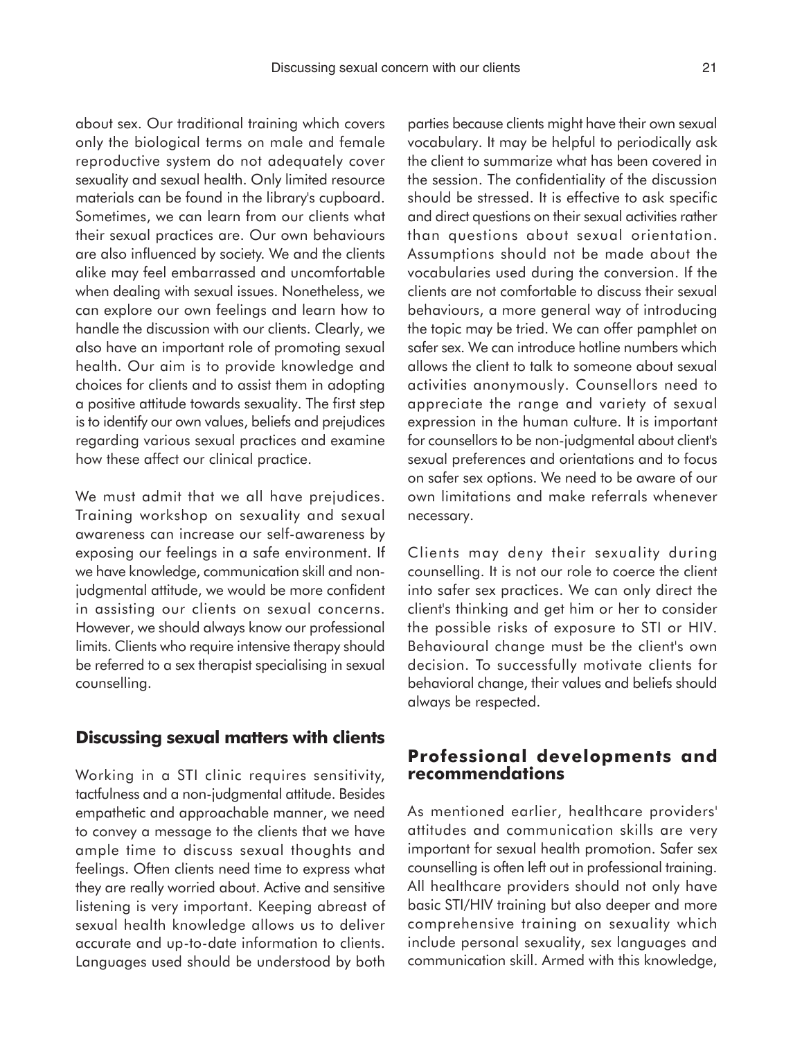about sex. Our traditional training which covers only the biological terms on male and female reproductive system do not adequately cover sexuality and sexual health. Only limited resource materials can be found in the library's cupboard. Sometimes, we can learn from our clients what their sexual practices are. Our own behaviours are also influenced by society. We and the clients alike may feel embarrassed and uncomfortable when dealing with sexual issues. Nonetheless, we can explore our own feelings and learn how to handle the discussion with our clients. Clearly, we also have an important role of promoting sexual health. Our aim is to provide knowledge and choices for clients and to assist them in adopting a positive attitude towards sexuality. The first step is to identify our own values, beliefs and prejudices regarding various sexual practices and examine how these affect our clinical practice.

We must admit that we all have prejudices. Training workshop on sexuality and sexual awareness can increase our self-awareness by exposing our feelings in a safe environment. If we have knowledge, communication skill and non-judgmental attitude, we would be more confident in assisting our clients on sexual concerns. However, we should always know our professional limits. Clients who require intensive therapy should be referred to a sex therapist specialising in sexual counselling.

## Discussing sexual matters with clients

Working in a STI clinic requires sensitivity, tactfulness and a non-judgmental attitude. Besides empathetic and approachable manner, we need to convey a message to the clients that we have ample time to discuss sexual thoughts and feelings. Often clients need time to express what they are really worried about. Active and sensitive listening is very important. Keeping abreast of sexual health knowledge allows us to deliver accurate and up-to-date information to clients. Languages used should be understood by both parties because clients might have their own sexual vocabulary. It may be helpful to periodically ask the client to summarize what has been covered in the session. The confidentiality of the discussion should be stressed. It is effective to ask specific and direct questions on their sexual activities rather than questions about sexual orientation. Assumptions should not be made about the vocabularies used during the conversion. If the clients are not comfortable to discuss their sexual behaviours, a more general way of introducing the topic may be tried. We can offer pamphlet on safer sex. We can introduce hotline numbers which allows the client to talk to someone about sexual activities anonymously. Counsellors need to appreciate the range and variety of sexual expression in the human culture. It is important for counsellors to be non-judgmental about client's sexual preferences and orientations and to focus on safer sex options. We need to be aware of our own limitations and make referrals whenever necessary.

Clients may deny their sexuality during counselling. It is not our role to coerce the client into safer sex practices. We can only direct the client's thinking and get him or her to consider the possible risks of exposure to STI or HIV. Behavioural change must be the client's own decision. To successfully motivate clients for behavioral change, their values and beliefs should always be respected.

## Professional developments and recommendations

As mentioned earlier, healthcare providers' attitudes and communication skills are very important for sexual health promotion. Safer sex counselling is often left out in professional training. All healthcare providers should not only have basic STI/HIV training but also deeper and more comprehensive training on sexuality which include personal sexuality, sex languages and communication skill. Armed with this knowledge,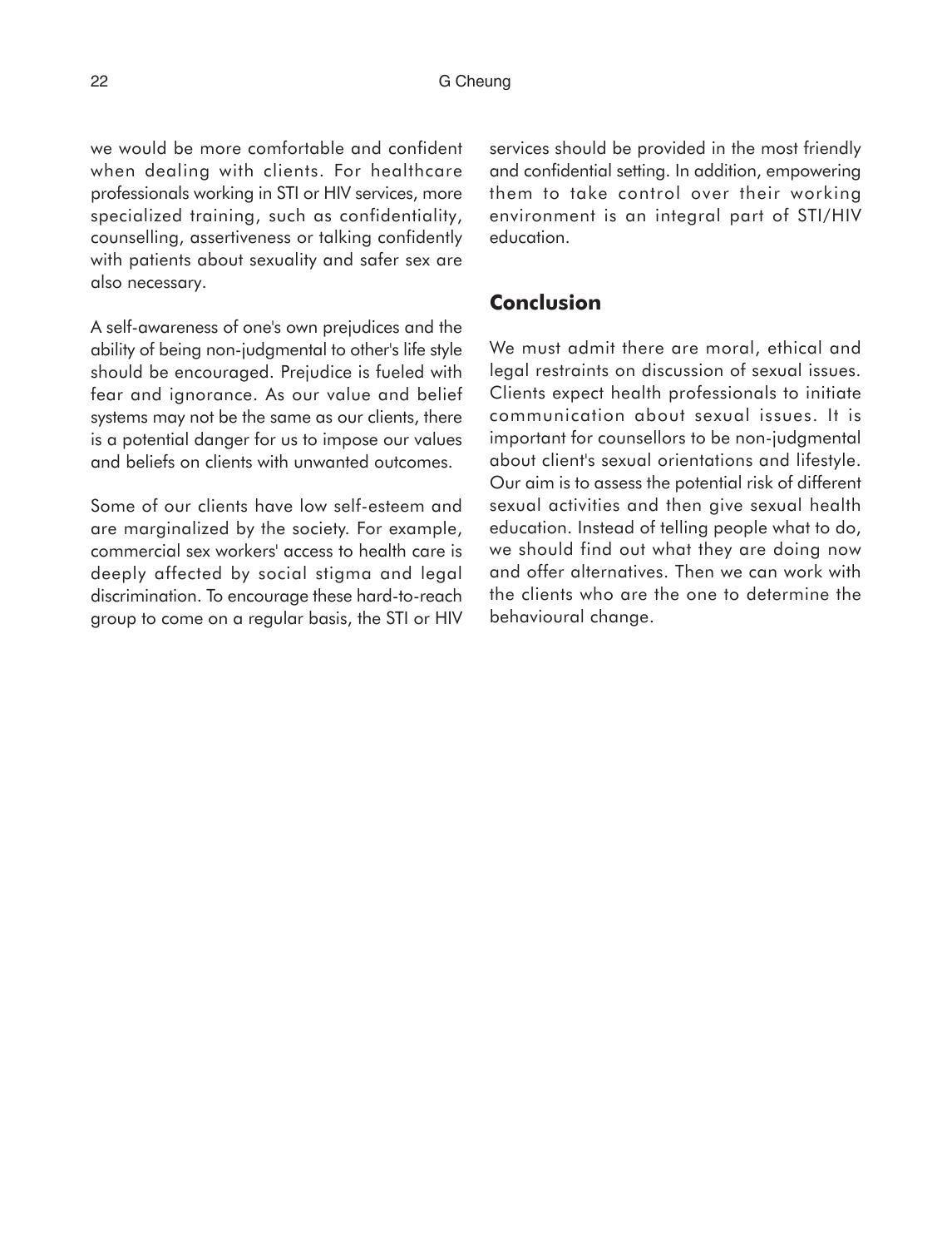we would be more comfortable and confident when dealing with clients. For healthcare professionals working in STI or HIV services, more specialized training, such as confidentiality, counselling, assertiveness or talking confidently with patients about sexuality and safer sex are also necessary.

A self-awareness of one's own prejudices and the ability of being non-judgmental to other's life style should be encouraged. Prejudice is fueled with fear and ignorance. As our value and belief systems may not be the same as our clients, there is a potential danger for us to impose our values and beliefs on clients with unwanted outcomes.

Some of our clients have low self-esteem and are marginalized by the society. For example, commercial sex workers' access to health care is deeply affected by social stigma and legal discrimination. To encourage these hard-to-reach group to come on a regular basis, the STI or HIV services should be provided in the most friendly and confidential setting. In addition, empowering them to take control over their working environment is an integral part of STI/HIV education.

## Conclusion

We must admit there are moral, ethical and legal restraints on discussion of sexual issues. Clients expect health professionals to initiate communication about sexual issues. It is important for counsellors to be non-judgmental about client's sexual orientations and lifestyle. Our aim is to assess the potential risk of different sexual activities and then give sexual health education. Instead of telling people what to do, we should find out what they are doing now and offer alternatives. Then we can work with the clients who are the one to determine the behavioural change.